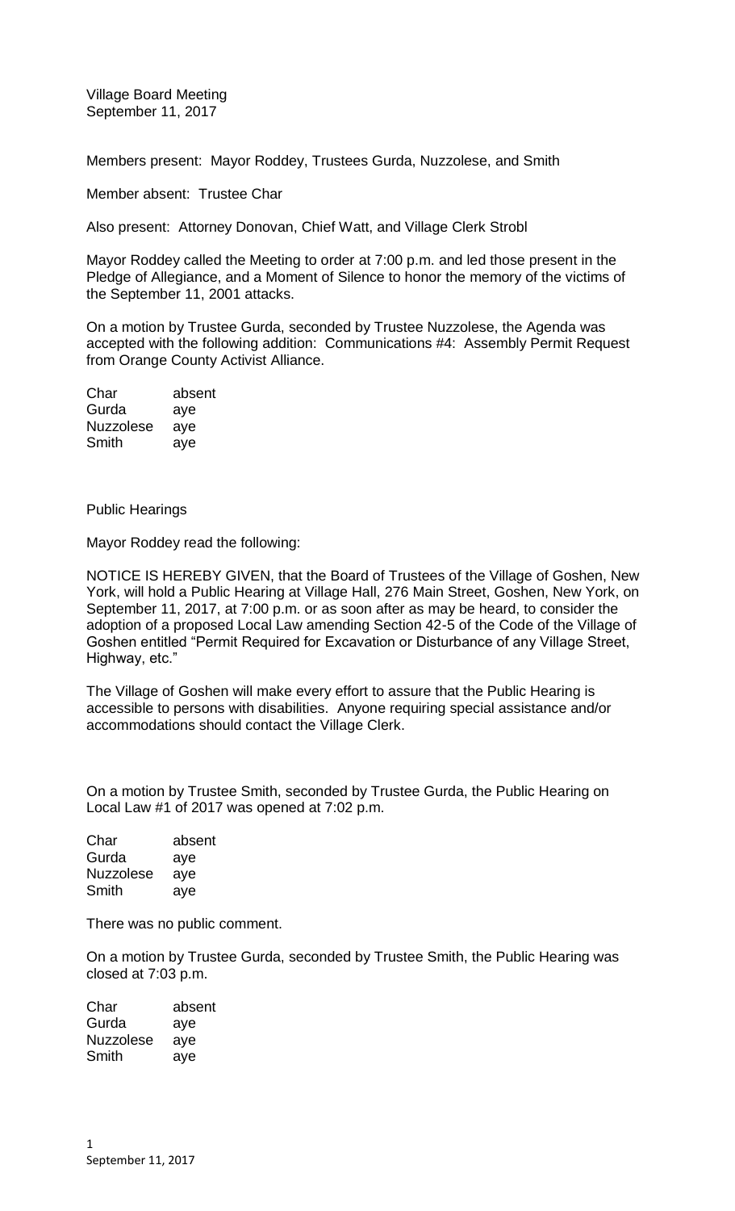Village Board Meeting
September 11, 2017

Members present: Mayor Roddey, Trustees Gurda, Nuzzolese, and Smith

Member absent: Trustee Char

Also present: Attorney Donovan, Chief Watt, and Village Clerk Strobl

Mayor Roddey called the Meeting to order at 7:00 p.m. and led those present in the Pledge of Allegiance, and a Moment of Silence to honor the memory of the victims of the September 11, 2001 attacks.

On a motion by Trustee Gurda, seconded by Trustee Nuzzolese, the Agenda was accepted with the following addition: Communications #4: Assembly Permit Request from Orange County Activist Alliance.

| | |
|---|---|
| Char | absent |
| Gurda | aye |
| Nuzzolese | aye |
| Smith | aye |

Public Hearings

Mayor Roddey read the following:

NOTICE IS HEREBY GIVEN, that the Board of Trustees of the Village of Goshen, New York, will hold a Public Hearing at Village Hall, 276 Main Street, Goshen, New York, on September 11, 2017, at 7:00 p.m. or as soon after as may be heard, to consider the adoption of a proposed Local Law amending Section 42-5 of the Code of the Village of Goshen entitled "Permit Required for Excavation or Disturbance of any Village Street, Highway, etc."

The Village of Goshen will make every effort to assure that the Public Hearing is accessible to persons with disabilities. Anyone requiring special assistance and/or accommodations should contact the Village Clerk.

On a motion by Trustee Smith, seconded by Trustee Gurda, the Public Hearing on Local Law #1 of 2017 was opened at 7:02 p.m.

| | |
|---|---|
| Char | absent |
| Gurda | aye |
| Nuzzolese | aye |
| Smith | aye |

There was no public comment.

On a motion by Trustee Gurda, seconded by Trustee Smith, the Public Hearing was closed at 7:03 p.m.

| | |
|---|---|
| Char | absent |
| Gurda | aye |
| Nuzzolese | aye |
| Smith | aye |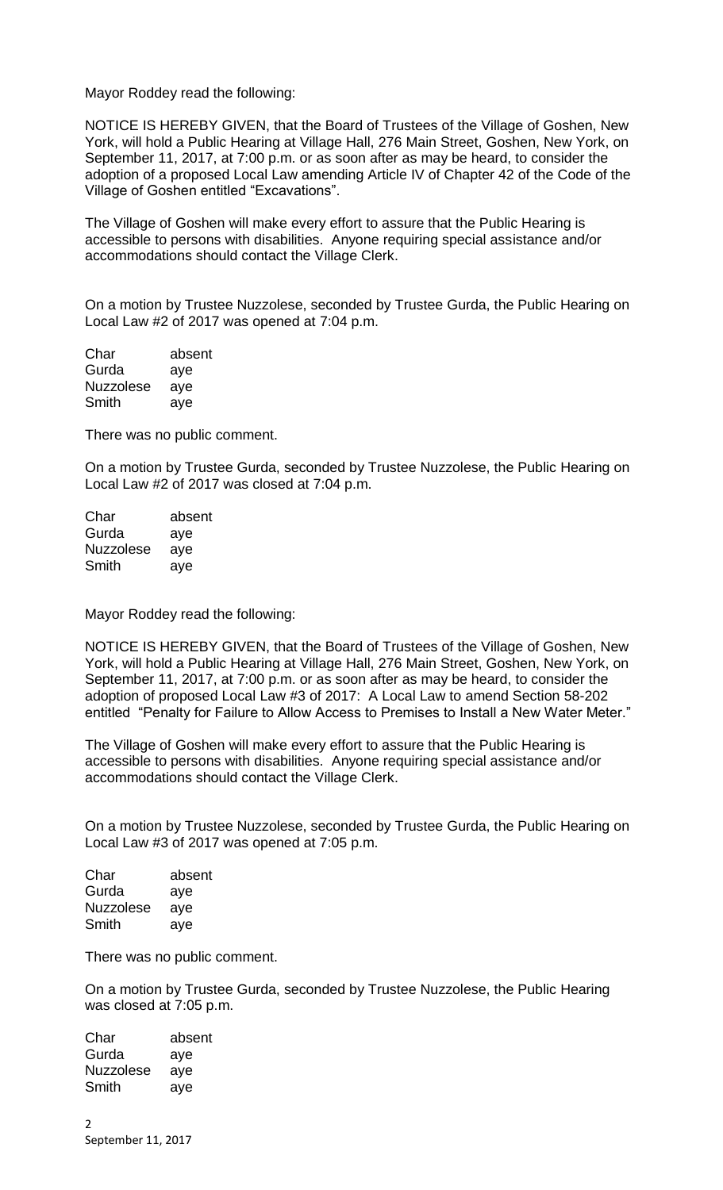Mayor Roddey read the following:

NOTICE IS HEREBY GIVEN, that the Board of Trustees of the Village of Goshen, New York, will hold a Public Hearing at Village Hall, 276 Main Street, Goshen, New York, on September 11, 2017, at 7:00 p.m. or as soon after as may be heard, to consider the adoption of a proposed Local Law amending Article IV of Chapter 42 of the Code of the Village of Goshen entitled "Excavations".

The Village of Goshen will make every effort to assure that the Public Hearing is accessible to persons with disabilities. Anyone requiring special assistance and/or accommodations should contact the Village Clerk.

On a motion by Trustee Nuzzolese, seconded by Trustee Gurda, the Public Hearing on Local Law #2 of 2017 was opened at 7:04 p.m.

| | |
|---|---|
| Char | absent |
| Gurda | aye |
| Nuzzolese | aye |
| Smith | aye |

There was no public comment.

On a motion by Trustee Gurda, seconded by Trustee Nuzzolese, the Public Hearing on Local Law #2 of 2017 was closed at 7:04 p.m.

| | |
|---|---|
| Char | absent |
| Gurda | aye |
| Nuzzolese | aye |
| Smith | aye |

Mayor Roddey read the following:

NOTICE IS HEREBY GIVEN, that the Board of Trustees of the Village of Goshen, New York, will hold a Public Hearing at Village Hall, 276 Main Street, Goshen, New York, on September 11, 2017, at 7:00 p.m. or as soon after as may be heard, to consider the adoption of proposed Local Law #3 of 2017: A Local Law to amend Section 58-202 entitled "Penalty for Failure to Allow Access to Premises to Install a New Water Meter."

The Village of Goshen will make every effort to assure that the Public Hearing is accessible to persons with disabilities. Anyone requiring special assistance and/or accommodations should contact the Village Clerk.

On a motion by Trustee Nuzzolese, seconded by Trustee Gurda, the Public Hearing on Local Law #3 of 2017 was opened at 7:05 p.m.

| | |
|---|---|
| Char | absent |
| Gurda | aye |
| Nuzzolese | aye |
| Smith | aye |

There was no public comment.

On a motion by Trustee Gurda, seconded by Trustee Nuzzolese, the Public Hearing was closed at 7:05 p.m.

| | |
|---|---|
| Char | absent |
| Gurda | aye |
| Nuzzolese | aye |
| Smith | aye |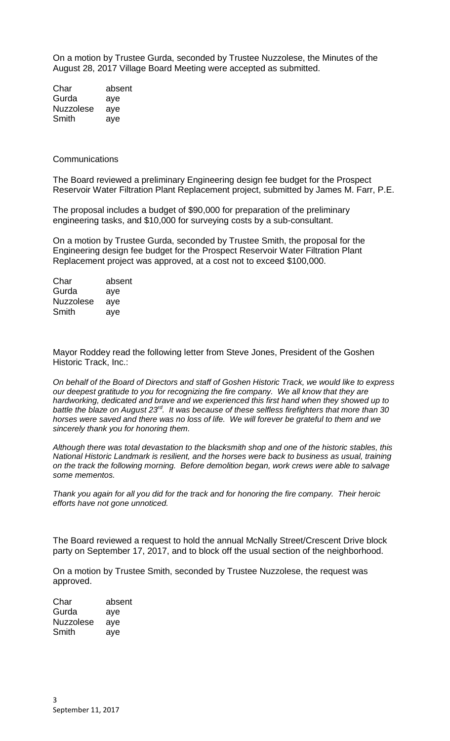On a motion by Trustee Gurda, seconded by Trustee Nuzzolese, the Minutes of the August 28, 2017 Village Board Meeting were accepted as submitted.

| | |
|---|---|
| Char | absent |
| Gurda | aye |
| Nuzzolese | aye |
| Smith | aye |

Communications

The Board reviewed a preliminary Engineering design fee budget for the Prospect Reservoir Water Filtration Plant Replacement project, submitted by James M. Farr, P.E.

The proposal includes a budget of $90,000 for preparation of the preliminary engineering tasks, and $10,000 for surveying costs by a sub-consultant.

On a motion by Trustee Gurda, seconded by Trustee Smith, the proposal for the Engineering design fee budget for the Prospect Reservoir Water Filtration Plant Replacement project was approved, at a cost not to exceed $100,000.

| | |
|---|---|
| Char | absent |
| Gurda | aye |
| Nuzzolese | aye |
| Smith | aye |

Mayor Roddey read the following letter from Steve Jones, President of the Goshen Historic Track, Inc.:

*On behalf of the Board of Directors and staff of Goshen Historic Track, we would like to express our deepest gratitude to you for recognizing the fire company. We all know that they are hardworking, dedicated and brave and we experienced this first hand when they showed up to battle the blaze on August 23rd. It was because of these selfless firefighters that more than 30 horses were saved and there was no loss of life. We will forever be grateful to them and we sincerely thank you for honoring them.*

*Although there was total devastation to the blacksmith shop and one of the historic stables, this National Historic Landmark is resilient, and the horses were back to business as usual, training on the track the following morning. Before demolition began, work crews were able to salvage some mementos.*

*Thank you again for all you did for the track and for honoring the fire company. Their heroic efforts have not gone unnoticed.*

The Board reviewed a request to hold the annual McNally Street/Crescent Drive block party on September 17, 2017, and to block off the usual section of the neighborhood.

On a motion by Trustee Smith, seconded by Trustee Nuzzolese, the request was approved.

| | |
|---|---|
| Char | absent |
| Gurda | aye |
| Nuzzolese | aye |
| Smith | aye |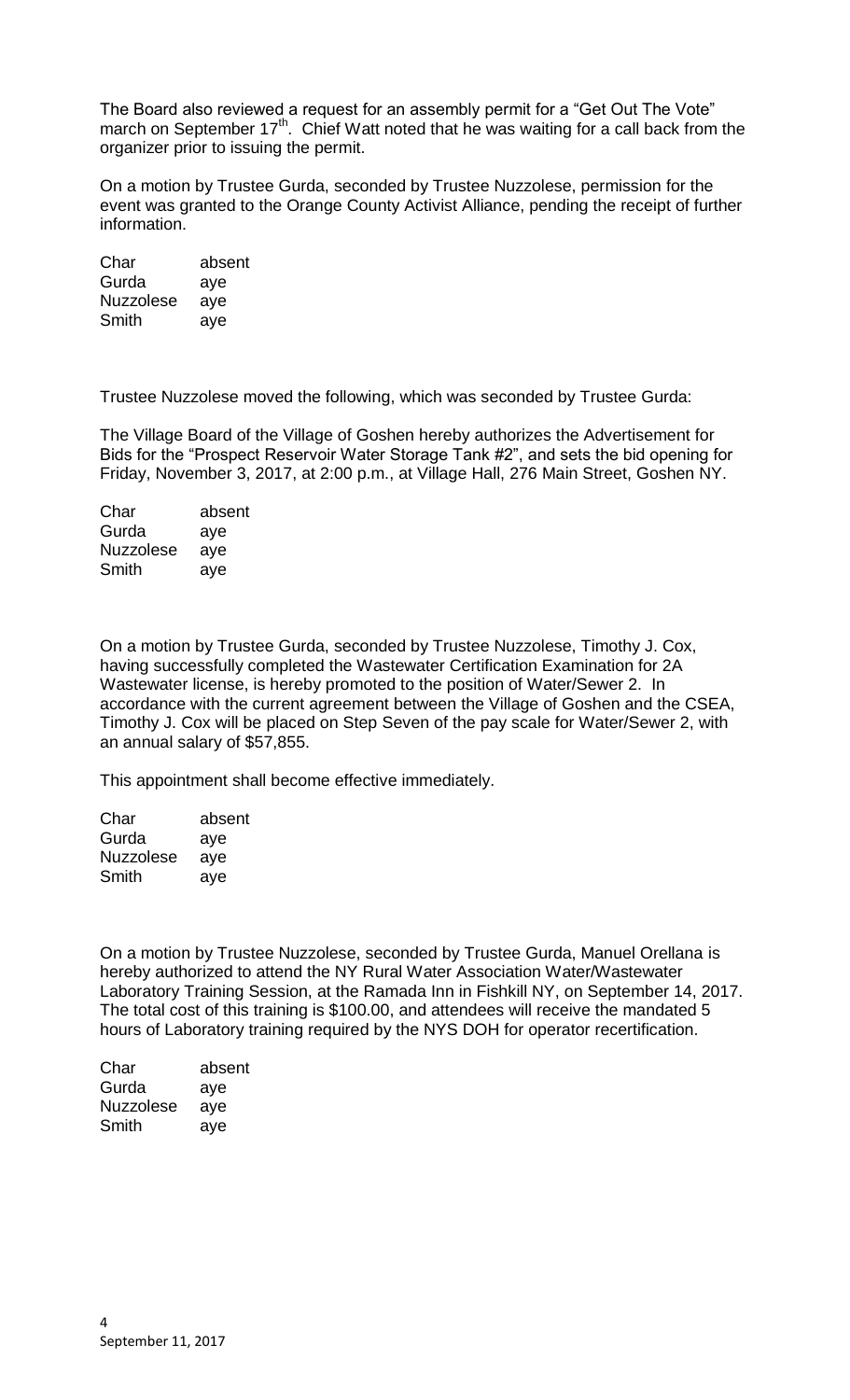The Board also reviewed a request for an assembly permit for a "Get Out The Vote" march on September 17th. Chief Watt noted that he was waiting for a call back from the organizer prior to issuing the permit.

On a motion by Trustee Gurda, seconded by Trustee Nuzzolese, permission for the event was granted to the Orange County Activist Alliance, pending the receipt of further information.

| | |
|---|---|
| Char | absent |
| Gurda | aye |
| Nuzzolese | aye |
| Smith | aye |

Trustee Nuzzolese moved the following, which was seconded by Trustee Gurda:

The Village Board of the Village of Goshen hereby authorizes the Advertisement for Bids for the "Prospect Reservoir Water Storage Tank #2", and sets the bid opening for Friday, November 3, 2017, at 2:00 p.m., at Village Hall, 276 Main Street, Goshen NY.

| | |
|---|---|
| Char | absent |
| Gurda | aye |
| Nuzzolese | aye |
| Smith | aye |

On a motion by Trustee Gurda, seconded by Trustee Nuzzolese, Timothy J. Cox, having successfully completed the Wastewater Certification Examination for 2A Wastewater license, is hereby promoted to the position of Water/Sewer 2. In accordance with the current agreement between the Village of Goshen and the CSEA, Timothy J. Cox will be placed on Step Seven of the pay scale for Water/Sewer 2, with an annual salary of $57,855.

This appointment shall become effective immediately.

| | |
|---|---|
| Char | absent |
| Gurda | aye |
| Nuzzolese | aye |
| Smith | aye |

On a motion by Trustee Nuzzolese, seconded by Trustee Gurda, Manuel Orellana is hereby authorized to attend the NY Rural Water Association Water/Wastewater Laboratory Training Session, at the Ramada Inn in Fishkill NY, on September 14, 2017. The total cost of this training is $100.00, and attendees will receive the mandated 5 hours of Laboratory training required by the NYS DOH for operator recertification.

| | |
|---|---|
| Char | absent |
| Gurda | aye |
| Nuzzolese | aye |
| Smith | aye |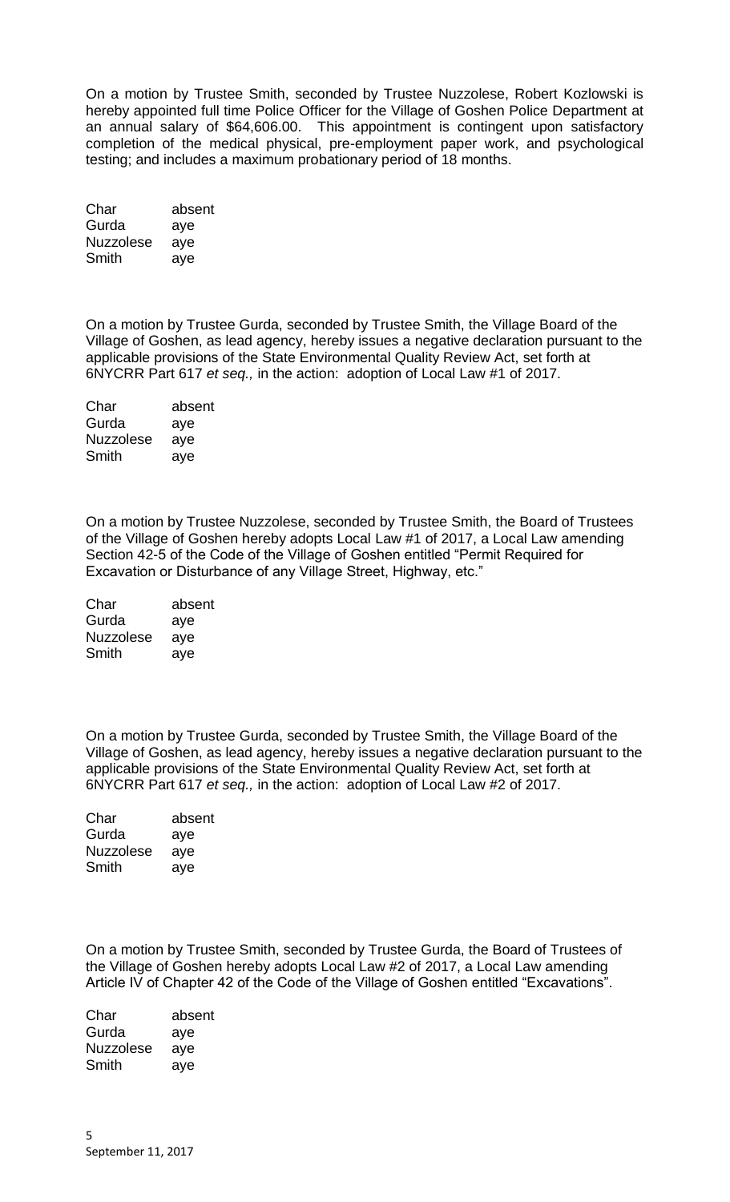On a motion by Trustee Smith, seconded by Trustee Nuzzolese, Robert Kozlowski is hereby appointed full time Police Officer for the Village of Goshen Police Department at an annual salary of $64,606.00. This appointment is contingent upon satisfactory completion of the medical physical, pre-employment paper work, and psychological testing; and includes a maximum probationary period of 18 months.

| | |
|---|---|
| Char | absent |
| Gurda | aye |
| Nuzzolese | aye |
| Smith | aye |

On a motion by Trustee Gurda, seconded by Trustee Smith, the Village Board of the Village of Goshen, as lead agency, hereby issues a negative declaration pursuant to the applicable provisions of the State Environmental Quality Review Act, set forth at 6NYCRR Part 617 *et seq.,* in the action: adoption of Local Law #1 of 2017.

| | |
|---|---|
| Char | absent |
| Gurda | aye |
| Nuzzolese | aye |
| Smith | aye |

On a motion by Trustee Nuzzolese, seconded by Trustee Smith, the Board of Trustees of the Village of Goshen hereby adopts Local Law #1 of 2017, a Local Law amending Section 42-5 of the Code of the Village of Goshen entitled "Permit Required for Excavation or Disturbance of any Village Street, Highway, etc."

| | |
|---|---|
| Char | absent |
| Gurda | aye |
| Nuzzolese | aye |
| Smith | aye |

On a motion by Trustee Gurda, seconded by Trustee Smith, the Village Board of the Village of Goshen, as lead agency, hereby issues a negative declaration pursuant to the applicable provisions of the State Environmental Quality Review Act, set forth at 6NYCRR Part 617 *et seq.,* in the action: adoption of Local Law #2 of 2017.

| | |
|---|---|
| Char | absent |
| Gurda | aye |
| Nuzzolese | aye |
| Smith | aye |

On a motion by Trustee Smith, seconded by Trustee Gurda, the Board of Trustees of the Village of Goshen hereby adopts Local Law #2 of 2017, a Local Law amending Article IV of Chapter 42 of the Code of the Village of Goshen entitled "Excavations".

| | |
|---|---|
| Char | absent |
| Gurda | aye |
| Nuzzolese | aye |
| Smith | aye |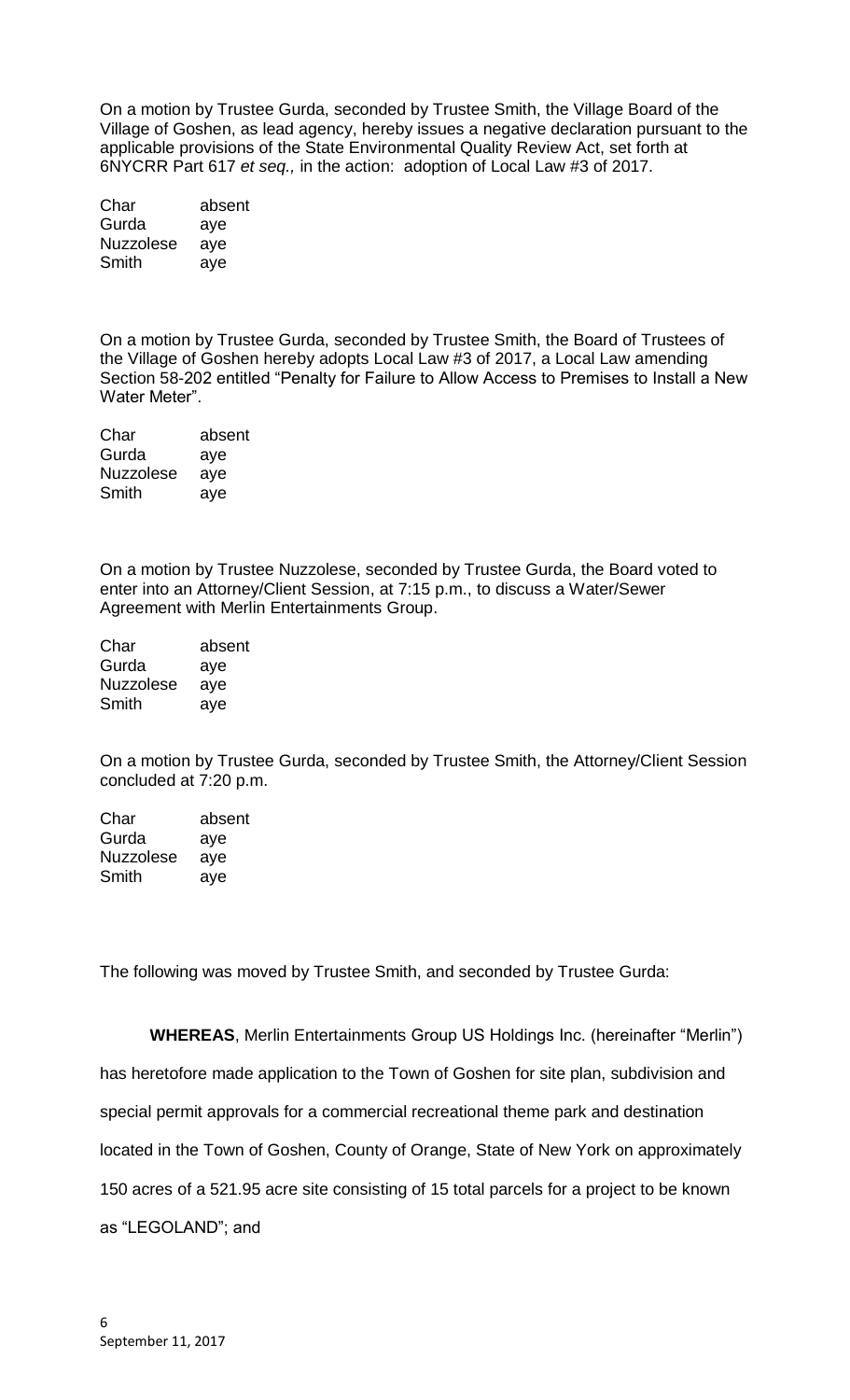On a motion by Trustee Gurda, seconded by Trustee Smith, the Village Board of the Village of Goshen, as lead agency, hereby issues a negative declaration pursuant to the applicable provisions of the State Environmental Quality Review Act, set forth at 6NYCRR Part 617 *et seq.,* in the action: adoption of Local Law #3 of 2017.

| | |
|---|---|
| Char | absent |
| Gurda | aye |
| Nuzzolese | aye |
| Smith | aye |

On a motion by Trustee Gurda, seconded by Trustee Smith, the Board of Trustees of the Village of Goshen hereby adopts Local Law #3 of 2017, a Local Law amending Section 58-202 entitled "Penalty for Failure to Allow Access to Premises to Install a New Water Meter".

| | |
|---|---|
| Char | absent |
| Gurda | aye |
| Nuzzolese | aye |
| Smith | aye |

On a motion by Trustee Nuzzolese, seconded by Trustee Gurda, the Board voted to enter into an Attorney/Client Session, at 7:15 p.m., to discuss a Water/Sewer Agreement with Merlin Entertainments Group.

| | |
|---|---|
| Char | absent |
| Gurda | aye |
| Nuzzolese | aye |
| Smith | aye |

On a motion by Trustee Gurda, seconded by Trustee Smith, the Attorney/Client Session concluded at 7:20 p.m.

| | |
|---|---|
| Char | absent |
| Gurda | aye |
| Nuzzolese | aye |
| Smith | aye |

The following was moved by Trustee Smith, and seconded by Trustee Gurda:

**WHEREAS**, Merlin Entertainments Group US Holdings Inc. (hereinafter "Merlin") has heretofore made application to the Town of Goshen for site plan, subdivision and special permit approvals for a commercial recreational theme park and destination located in the Town of Goshen, County of Orange, State of New York on approximately 150 acres of a 521.95 acre site consisting of 15 total parcels for a project to be known as "LEGOLAND"; and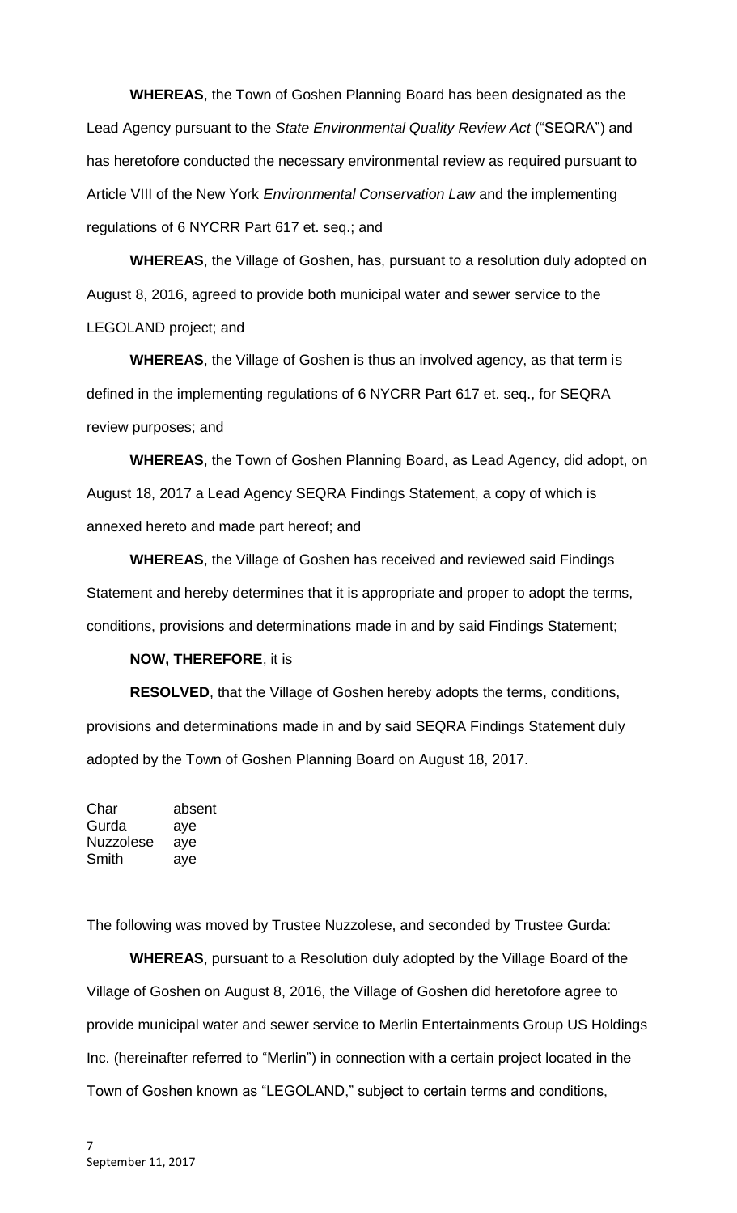**WHEREAS**, the Town of Goshen Planning Board has been designated as the Lead Agency pursuant to the *State Environmental Quality Review Act* ("SEQRA") and has heretofore conducted the necessary environmental review as required pursuant to Article VIII of the New York *Environmental Conservation Law* and the implementing regulations of 6 NYCRR Part 617 et. seq.; and

**WHEREAS**, the Village of Goshen, has, pursuant to a resolution duly adopted on August 8, 2016, agreed to provide both municipal water and sewer service to the LEGOLAND project; and

**WHEREAS**, the Village of Goshen is thus an involved agency, as that term is defined in the implementing regulations of 6 NYCRR Part 617 et. seq., for SEQRA review purposes; and

**WHEREAS**, the Town of Goshen Planning Board, as Lead Agency, did adopt, on August 18, 2017 a Lead Agency SEQRA Findings Statement, a copy of which is annexed hereto and made part hereof; and

**WHEREAS**, the Village of Goshen has received and reviewed said Findings Statement and hereby determines that it is appropriate and proper to adopt the terms, conditions, provisions and determinations made in and by said Findings Statement;

**NOW, THEREFORE**, it is

**RESOLVED**, that the Village of Goshen hereby adopts the terms, conditions, provisions and determinations made in and by said SEQRA Findings Statement duly adopted by the Town of Goshen Planning Board on August 18, 2017.

| | |
|---|---|
| Char | absent |
| Gurda | aye |
| Nuzzolese | aye |
| Smith | aye |

The following was moved by Trustee Nuzzolese, and seconded by Trustee Gurda:

**WHEREAS**, pursuant to a Resolution duly adopted by the Village Board of the Village of Goshen on August 8, 2016, the Village of Goshen did heretofore agree to provide municipal water and sewer service to Merlin Entertainments Group US Holdings Inc. (hereinafter referred to "Merlin") in connection with a certain project located in the Town of Goshen known as "LEGOLAND," subject to certain terms and conditions,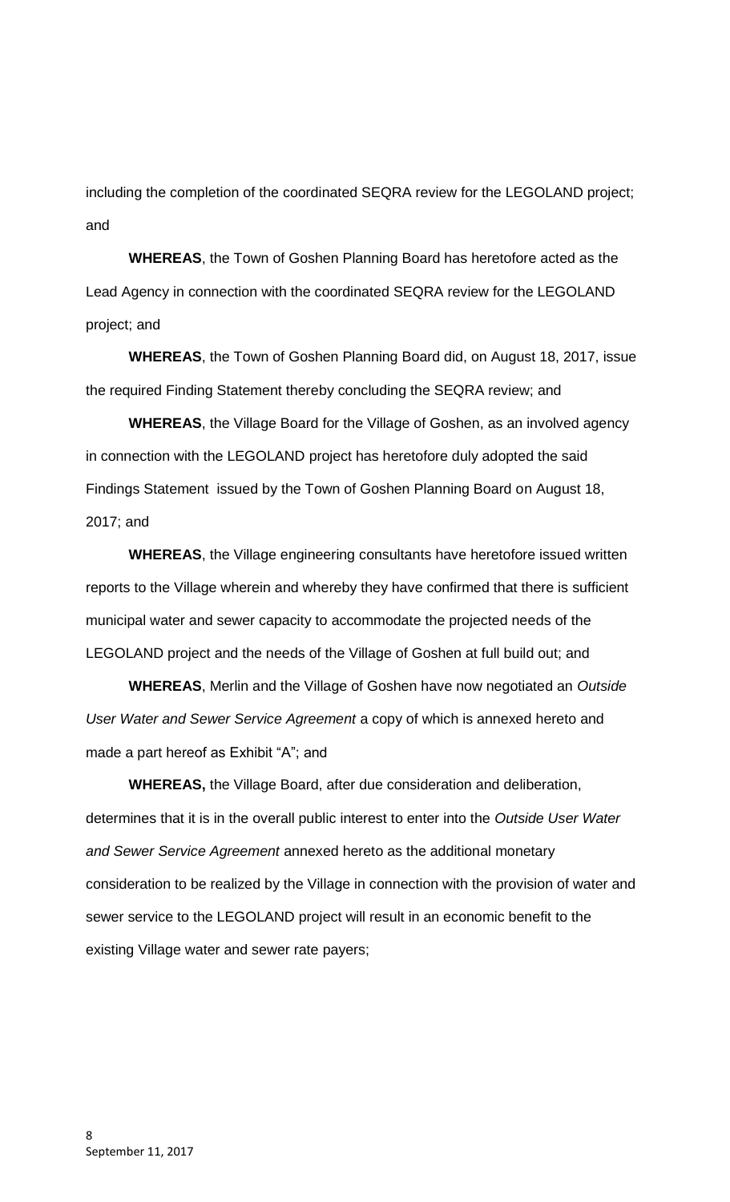including the completion of the coordinated SEQRA review for the LEGOLAND project; and

**WHEREAS**, the Town of Goshen Planning Board has heretofore acted as the Lead Agency in connection with the coordinated SEQRA review for the LEGOLAND project; and

**WHEREAS**, the Town of Goshen Planning Board did, on August 18, 2017, issue the required Finding Statement thereby concluding the SEQRA review; and

**WHEREAS**, the Village Board for the Village of Goshen, as an involved agency in connection with the LEGOLAND project has heretofore duly adopted the said Findings Statement issued by the Town of Goshen Planning Board on August 18, 2017; and

**WHEREAS**, the Village engineering consultants have heretofore issued written reports to the Village wherein and whereby they have confirmed that there is sufficient municipal water and sewer capacity to accommodate the projected needs of the LEGOLAND project and the needs of the Village of Goshen at full build out; and

**WHEREAS**, Merlin and the Village of Goshen have now negotiated an *Outside User Water and Sewer Service Agreement* a copy of which is annexed hereto and made a part hereof as Exhibit "A"; and

**WHEREAS,** the Village Board, after due consideration and deliberation, determines that it is in the overall public interest to enter into the *Outside User Water and Sewer Service Agreement* annexed hereto as the additional monetary consideration to be realized by the Village in connection with the provision of water and sewer service to the LEGOLAND project will result in an economic benefit to the existing Village water and sewer rate payers;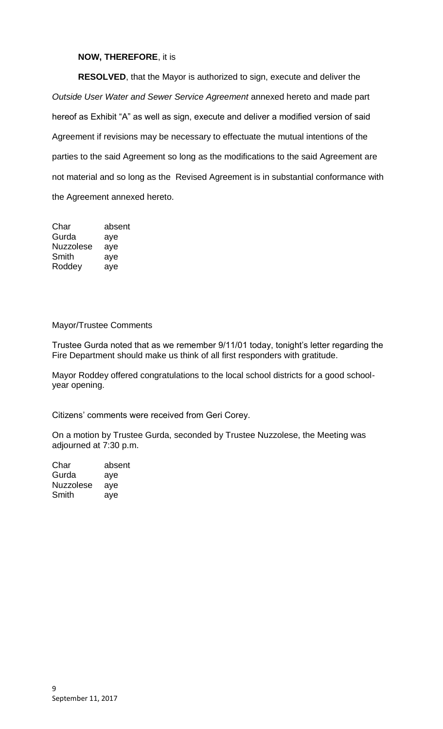**NOW, THEREFORE**, it is

**RESOLVED**, that the Mayor is authorized to sign, execute and deliver the *Outside User Water and Sewer Service Agreement* annexed hereto and made part hereof as Exhibit "A" as well as sign, execute and deliver a modified version of said Agreement if revisions may be necessary to effectuate the mutual intentions of the parties to the said Agreement so long as the modifications to the said Agreement are not material and so long as the Revised Agreement is in substantial conformance with the Agreement annexed hereto.

| | |
|---|---|
| Char | absent |
| Gurda | aye |
| Nuzzolese | aye |
| Smith | aye |
| Roddey | aye |

Mayor/Trustee Comments

Trustee Gurda noted that as we remember 9/11/01 today, tonight's letter regarding the Fire Department should make us think of all first responders with gratitude.

Mayor Roddey offered congratulations to the local school districts for a good school-year opening.

Citizens' comments were received from Geri Corey.

On a motion by Trustee Gurda, seconded by Trustee Nuzzolese, the Meeting was adjourned at 7:30 p.m.

| | |
|---|---|
| Char | absent |
| Gurda | aye |
| Nuzzolese | aye |
| Smith | aye |

September 11, 2017